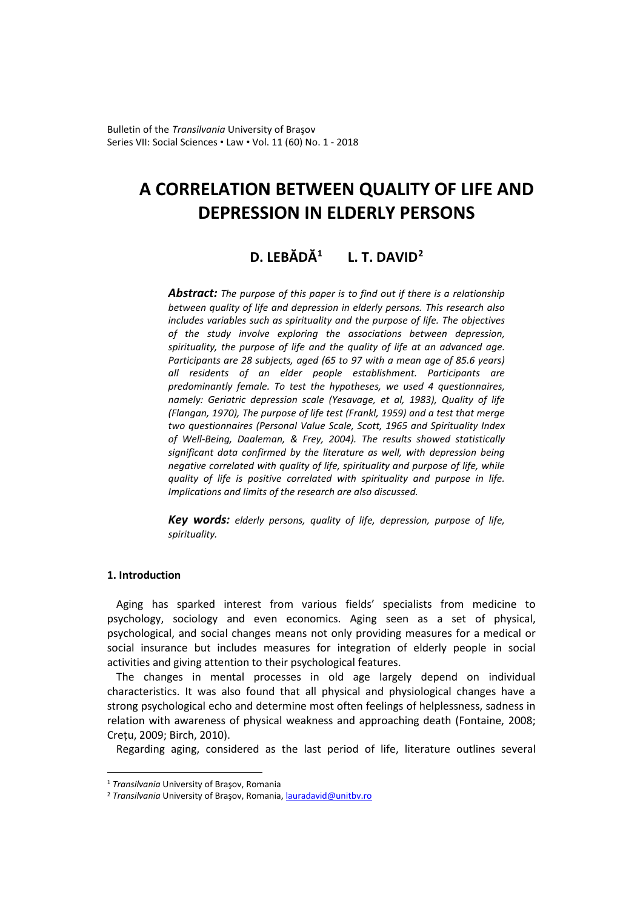# A CORRELATION BETWEEN QUALITY OF LIFE AND DEPRESSION IN ELDERLY PERSONS

**D. LEBĂDĂ[1] L. T. DAVID[2]**

***Abstract:*** *The purpose of this paper is to find out if there is a relationship between quality of life and depression in elderly persons. This research also includes variables such as spirituality and the purpose of life. The objectives of the study involve exploring the associations between depression, spirituality, the purpose of life and the quality of life at an advanced age. Participants are 28 subjects, aged (65 to 97 with a mean age of 85.6 years) all residents of an elder people establishment. Participants are predominantly female. To test the hypotheses, we used 4 questionnaires, namely: Geriatric depression scale (Yesavage, et al, 1983), Quality of life (Flangan, 1970), The purpose of life test (Frankl, 1959) and a test that merge two questionnaires (Personal Value Scale, Scott, 1965 and Spirituality Index of Well-Being, Daaleman, & Frey, 2004). The results showed statistically significant data confirmed by the literature as well, with depression being negative correlated with quality of life, spirituality and purpose of life, while quality of life is positive correlated with spirituality and purpose in life. Implications and limits of the research are also discussed.*

***Key words:*** *elderly persons, quality of life, depression, purpose of life, spirituality.*

## 1. Introduction

Aging has sparked interest from various fields' specialists from medicine to psychology, sociology and even economics. Aging seen as a set of physical, psychological, and social changes means not only providing measures for a medical or social insurance but includes measures for integration of elderly people in social activities and giving attention to their psychological features.

The changes in mental processes in old age largely depend on individual characteristics. It was also found that all physical and physiological changes have a strong psychological echo and determine most often feelings of helplessness, sadness in relation with awareness of physical weakness and approaching death (Fontaine, 2008; Crețu, 2009; Birch, 2010).

Regarding aging, considered as the last period of life, literature outlines several

---

[1] *Transilvania* University of Braşov, Romania

[2] *Transilvania* University of Braşov, Romania, lauradavid@unitbv.ro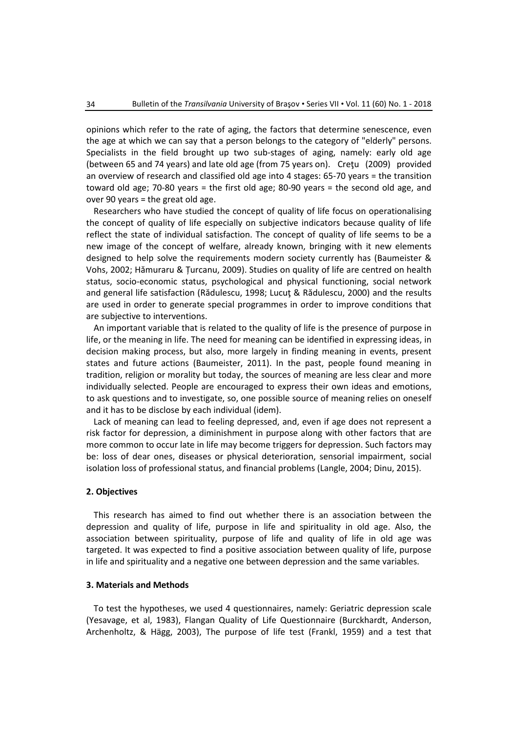opinions which refer to the rate of aging, the factors that determine senescence, even the age at which we can say that a person belongs to the category of "elderly" persons. Specialists in the field brought up two sub-stages of aging, namely: early old age (between 65 and 74 years) and late old age (from 75 years on). Creţu (2009) provided an overview of research and classified old age into 4 stages: 65-70 years = the transition toward old age; 70-80 years = the first old age; 80-90 years = the second old age, and over 90 years = the great old age.

Researchers who have studied the concept of quality of life focus on operationalising the concept of quality of life especially on subjective indicators because quality of life reflect the state of individual satisfaction. The concept of quality of life seems to be a new image of the concept of welfare, already known, bringing with it new elements designed to help solve the requirements modern society currently has (Baumeister & Vohs, 2002; Hămuraru & Țurcanu, 2009). Studies on quality of life are centred on health status, socio-economic status, psychological and physical functioning, social network and general life satisfaction (Rădulescu, 1998; Lucuţ & Rădulescu, 2000) and the results are used in order to generate special programmes in order to improve conditions that are subjective to interventions.

An important variable that is related to the quality of life is the presence of purpose in life, or the meaning in life. The need for meaning can be identified in expressing ideas, in decision making process, but also, more largely in finding meaning in events, present states and future actions (Baumeister, 2011). In the past, people found meaning in tradition, religion or morality but today, the sources of meaning are less clear and more individually selected. People are encouraged to express their own ideas and emotions, to ask questions and to investigate, so, one possible source of meaning relies on oneself and it has to be disclose by each individual (idem).

Lack of meaning can lead to feeling depressed, and, even if age does not represent a risk factor for depression, a diminishment in purpose along with other factors that are more common to occur late in life may become triggers for depression. Such factors may be: loss of dear ones, diseases or physical deterioration, sensorial impairment, social isolation loss of professional status, and financial problems (Langle, 2004; Dinu, 2015).

## 2. Objectives

This research has aimed to find out whether there is an association between the depression and quality of life, purpose in life and spirituality in old age. Also, the association between spirituality, purpose of life and quality of life in old age was targeted. It was expected to find a positive association between quality of life, purpose in life and spirituality and a negative one between depression and the same variables.

## 3. Materials and Methods

To test the hypotheses, we used 4 questionnaires, namely: Geriatric depression scale (Yesavage, et al, 1983), Flangan Quality of Life Questionnaire (Burckhardt, Anderson, Archenholtz, & Hägg, 2003), The purpose of life test (Frankl, 1959) and a test that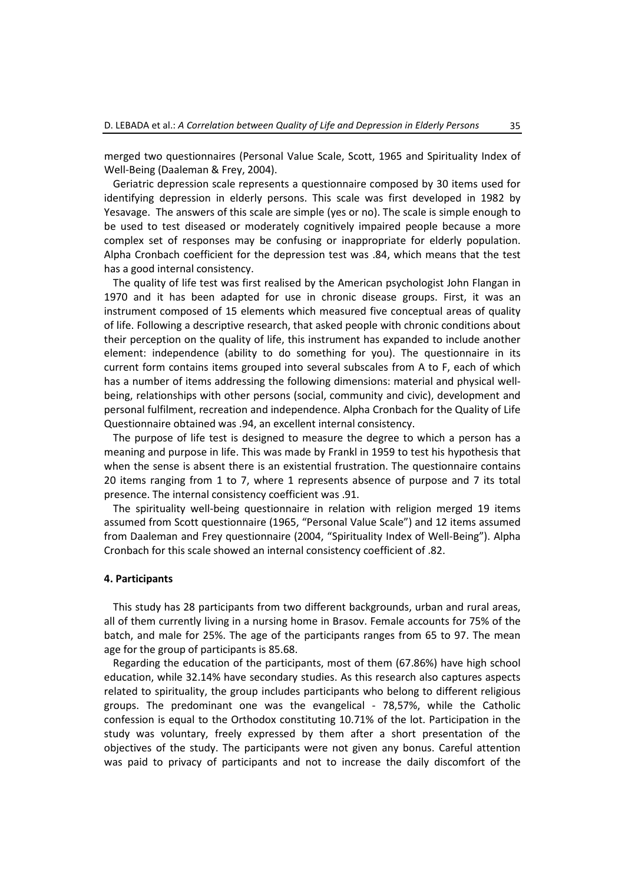merged two questionnaires (Personal Value Scale, Scott, 1965 and Spirituality Index of Well-Being (Daaleman & Frey, 2004).

Geriatric depression scale represents a questionnaire composed by 30 items used for identifying depression in elderly persons. This scale was first developed in 1982 by Yesavage. The answers of this scale are simple (yes or no). The scale is simple enough to be used to test diseased or moderately cognitively impaired people because a more complex set of responses may be confusing or inappropriate for elderly population. Alpha Cronbach coefficient for the depression test was .84, which means that the test has a good internal consistency.

The quality of life test was first realised by the American psychologist John Flangan in 1970 and it has been adapted for use in chronic disease groups. First, it was an instrument composed of 15 elements which measured five conceptual areas of quality of life. Following a descriptive research, that asked people with chronic conditions about their perception on the quality of life, this instrument has expanded to include another element: independence (ability to do something for you). The questionnaire in its current form contains items grouped into several subscales from A to F, each of which has a number of items addressing the following dimensions: material and physical well-being, relationships with other persons (social, community and civic), development and personal fulfilment, recreation and independence. Alpha Cronbach for the Quality of Life Questionnaire obtained was .94, an excellent internal consistency.

The purpose of life test is designed to measure the degree to which a person has a meaning and purpose in life. This was made by Frankl in 1959 to test his hypothesis that when the sense is absent there is an existential frustration. The questionnaire contains 20 items ranging from 1 to 7, where 1 represents absence of purpose and 7 its total presence. The internal consistency coefficient was .91.

The spirituality well-being questionnaire in relation with religion merged 19 items assumed from Scott questionnaire (1965, "Personal Value Scale") and 12 items assumed from Daaleman and Frey questionnaire (2004, "Spirituality Index of Well-Being"). Alpha Cronbach for this scale showed an internal consistency coefficient of .82.

## 4. Participants

This study has 28 participants from two different backgrounds, urban and rural areas, all of them currently living in a nursing home in Brasov. Female accounts for 75% of the batch, and male for 25%. The age of the participants ranges from 65 to 97. The mean age for the group of participants is 85.68.

Regarding the education of the participants, most of them (67.86%) have high school education, while 32.14% have secondary studies. As this research also captures aspects related to spirituality, the group includes participants who belong to different religious groups. The predominant one was the evangelical - 78,57%, while the Catholic confession is equal to the Orthodox constituting 10.71% of the lot. Participation in the study was voluntary, freely expressed by them after a short presentation of the objectives of the study. The participants were not given any bonus. Careful attention was paid to privacy of participants and not to increase the daily discomfort of the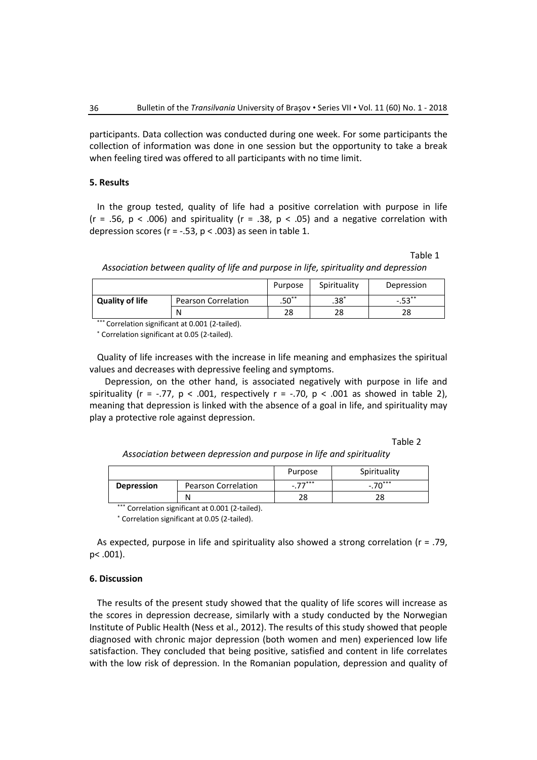participants. Data collection was conducted during one week. For some participants the collection of information was done in one session but the opportunity to take a break when feeling tired was offered to all participants with no time limit.

## 5. Results

In the group tested, quality of life had a positive correlation with purpose in life ($r = .56$, $p < .006$) and spirituality ($r = .38$, $p < .05$) and a negative correlation with depression scores ($r = -.53$, $p < .003$) as seen in table 1.

Table 1

*Association between quality of life and purpose in life, spirituality and depression*

| | | Purpose | Spirituality | Depression |
|---|---|---|---|---|
| **Quality of life** | Pearson Correlation | $.50^{**}$ | $.38^{*}$ | $-.53^{**}$ |
| | N | 28 | 28 | 28 |

$^{***}$ Correlation significant at 0.001 (2-tailed).

$^{*}$ Correlation significant at 0.05 (2-tailed).

Quality of life increases with the increase in life meaning and emphasizes the spiritual values and decreases with depressive feeling and symptoms.

Depression, on the other hand, is associated negatively with purpose in life and spirituality ($r = -.77$, $p < .001$, respectively $r = -.70$, $p < .001$ as showed in table 2), meaning that depression is linked with the absence of a goal in life, and spirituality may play a protective role against depression.

Table 2

*Association between depression and purpose in life and spirituality*

| | | Purpose | Spirituality |
|---|---|---|---|
| **Depression** | Pearson Correlation | $-.77^{***}$ | $-.70^{***}$ |
| | N | 28 | 28 |

$^{***}$ Correlation significant at 0.001 (2-tailed).

$^{*}$ Correlation significant at 0.05 (2-tailed).

As expected, purpose in life and spirituality also showed a strong correlation ($r = .79$, $p< .001$).

## 6. Discussion

The results of the present study showed that the quality of life scores will increase as the scores in depression decrease, similarly with a study conducted by the Norwegian Institute of Public Health (Ness et al., 2012). The results of this study showed that people diagnosed with chronic major depression (both women and men) experienced low life satisfaction. They concluded that being positive, satisfied and content in life correlates with the low risk of depression. In the Romanian population, depression and quality of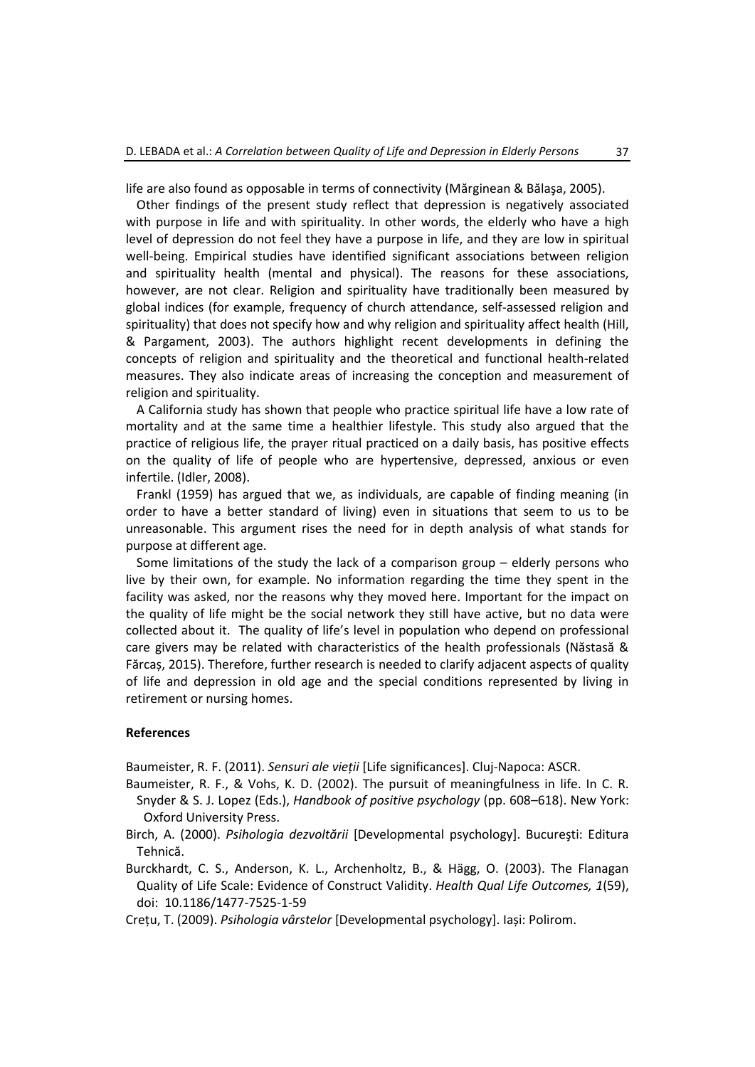life are also found as opposable in terms of connectivity (Mărginean & Bălaşa, 2005).

Other findings of the present study reflect that depression is negatively associated with purpose in life and with spirituality. In other words, the elderly who have a high level of depression do not feel they have a purpose in life, and they are low in spiritual well-being. Empirical studies have identified significant associations between religion and spirituality health (mental and physical). The reasons for these associations, however, are not clear. Religion and spirituality have traditionally been measured by global indices (for example, frequency of church attendance, self-assessed religion and spirituality) that does not specify how and why religion and spirituality affect health (Hill, & Pargament, 2003). The authors highlight recent developments in defining the concepts of religion and spirituality and the theoretical and functional health-related measures. They also indicate areas of increasing the conception and measurement of religion and spirituality.

A California study has shown that people who practice spiritual life have a low rate of mortality and at the same time a healthier lifestyle. This study also argued that the practice of religious life, the prayer ritual practiced on a daily basis, has positive effects on the quality of life of people who are hypertensive, depressed, anxious or even infertile. (Idler, 2008).

Frankl (1959) has argued that we, as individuals, are capable of finding meaning (in order to have a better standard of living) even in situations that seem to us to be unreasonable. This argument rises the need for in depth analysis of what stands for purpose at different age.

Some limitations of the study the lack of a comparison group – elderly persons who live by their own, for example. No information regarding the time they spent in the facility was asked, nor the reasons why they moved here. Important for the impact on the quality of life might be the social network they still have active, but no data were collected about it. The quality of life's level in population who depend on professional care givers may be related with characteristics of the health professionals (Năstasă & Fărcaș, 2015). Therefore, further research is needed to clarify adjacent aspects of quality of life and depression in old age and the special conditions represented by living in retirement or nursing homes.

## References

Baumeister, R. F. (2011). *Sensuri ale vieții* [Life significances]. Cluj-Napoca: ASCR.

Baumeister, R. F., & Vohs, K. D. (2002). The pursuit of meaningfulness in life. In C. R. Snyder & S. J. Lopez (Eds.), *Handbook of positive psychology* (pp. 608–618). New York: Oxford University Press.

Birch, A. (2000). *Psihologia dezvoltării* [Developmental psychology]. Bucureşti: Editura Tehnică.

Burckhardt, C. S., Anderson, K. L., Archenholtz, B., & Hägg, O. (2003). The Flanagan Quality of Life Scale: Evidence of Construct Validity. *Health Qual Life Outcomes, 1*(59), doi: 10.1186/1477-7525-1-59

Crețu, T. (2009). *Psihologia vârstelor* [Developmental psychology]. Iași: Polirom.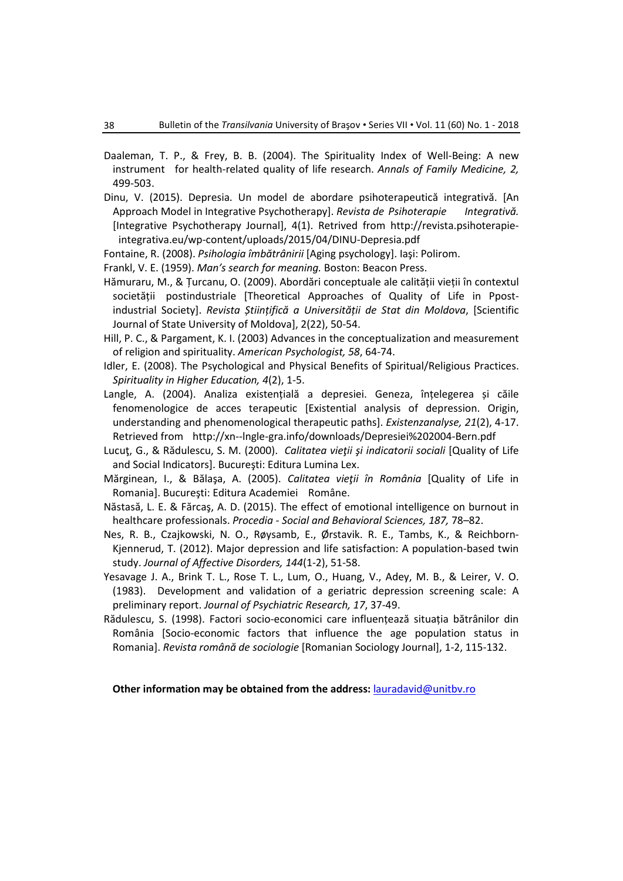Daaleman, T. P., & Frey, B. B. (2004). The Spirituality Index of Well-Being: A new instrument for health-related quality of life research. *Annals of Family Medicine, 2,* 499-503.

Dinu, V. (2015). Depresia. Un model de abordare psihoterapeutică integrativă. [An Approach Model in Integrative Psychotherapy]. *Revista de Psihoterapie Integrativă.* [Integrative Psychotherapy Journal], 4(1). Retrived from http://revista.psihoterapie-integrativa.eu/wp-content/uploads/2015/04/DINU-Depresia.pdf

Fontaine, R. (2008). *Psihologia îmbătrânirii* [Aging psychology]. Iaşi: Polirom.

Frankl, V. E. (1959). *Man's search for meaning.* Boston: Beacon Press.

Hămuraru, M., & Țurcanu, O. (2009). Abordări conceptuale ale calității vieții în contextul societății postindustriale [Theoretical Approaches of Quality of Life in Ppost-industrial Society]. *Revista Științifică a Universității de Stat din Moldova*, [Scientific Journal of State University of Moldova], 2(22), 50-54.

Hill, P. C., & Pargament, K. I. (2003) Advances in the conceptualization and measurement of religion and spirituality. *American Psychologist, 58*, 64-74.

Idler, E. (2008). The Psychological and Physical Benefits of Spiritual/Religious Practices. *Spirituality in Higher Education, 4*(2), 1-5.

Langle, A. (2004). Analiza existențială a depresiei. Geneza, înțelegerea și căile fenomenologice de acces terapeutic [Existential analysis of depression. Origin, understanding and phenomenological therapeutic paths]. *Existenzanalyse, 21*(2), 4-17. Retrieved from http://xn--lngle-gra.info/downloads/Depresiei%202004-Bern.pdf

Lucuţ, G., & Rădulescu, S. M. (2000). *Calitatea vieţii şi indicatorii sociali* [Quality of Life and Social Indicators]. Bucureşti: Editura Lumina Lex.

Mărginean, I., & Bălaşa, A. (2005). *Calitatea vieţii în România* [Quality of Life in Romania]. Bucureşti: Editura Academiei Române.

Năstasă, L. E. & Fărcaş, A. D. (2015). The effect of emotional intelligence on burnout in healthcare professionals. *Procedia - Social and Behavioral Sciences, 187,* 78–82.

Nes, R. B., Czajkowski, N. O., Røysamb, E., Ørstavik. R. E., Tambs, K., & Reichborn-Kjennerud, T. (2012). Major depression and life satisfaction: A population-based twin study. *Journal of Affective Disorders, 144*(1-2), 51-58.

Yesavage J. A., Brink T. L., Rose T. L., Lum, O., Huang, V., Adey, M. B., & Leirer, V. O. (1983). Development and validation of a geriatric depression screening scale: A preliminary report. *Journal of Psychiatric Research, 17*, 37-49.

Rădulescu, S. (1998). Factori socio-economici care influențează situația bătrânilor din România [Socio-economic factors that influence the age population status in Romania]. *Revista română de sociologie* [Romanian Sociology Journal], 1-2, 115-132.

**Other information may be obtained from the address:** lauradavid@unitbv.ro